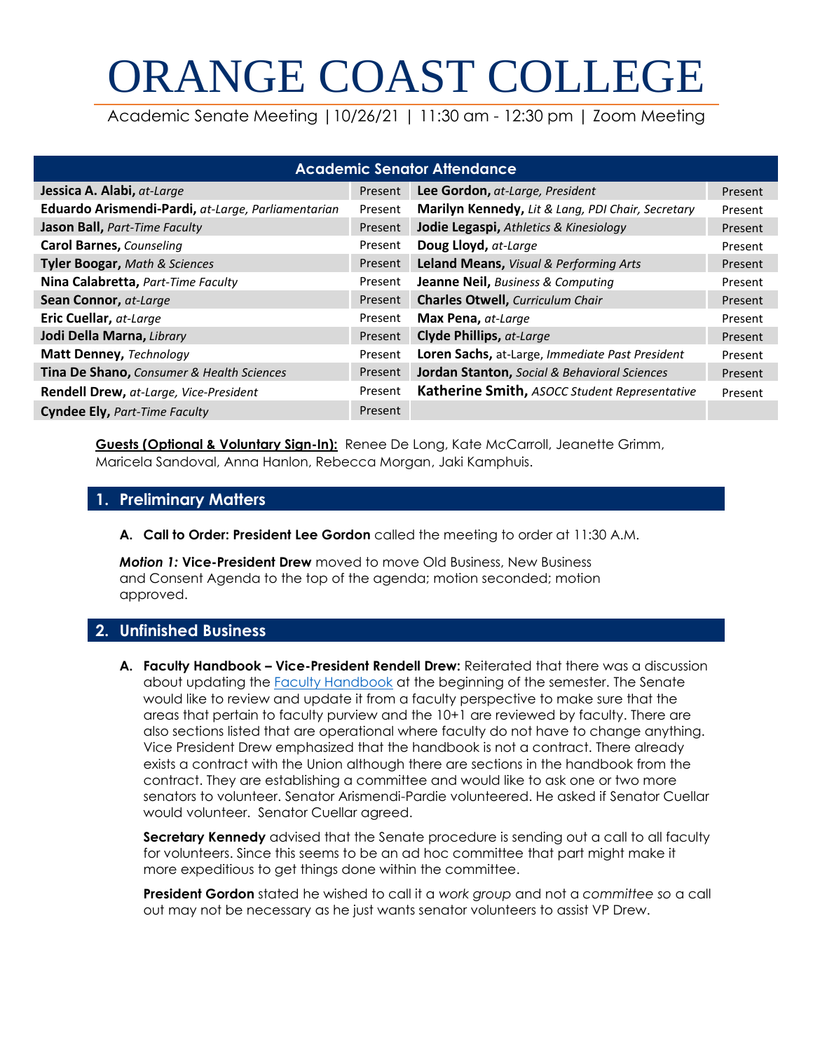# ORANGE COAST COLLEGE

Academic Senate Meeting | 10/26/21 | 11:30 am - 12:30 pm | Zoom Meeting

| Academic Senator Attendance | | | |
|---|---|---|---|
| **Jessica A. Alabi,** *at-Large* | Present | **Lee Gordon,** *at-Large, President* | Present |
| **Eduardo Arismendi-Pardi,** *at-Large, Parliamentarian* | Present | **Marilyn Kennedy,** *Lit & Lang, PDI Chair, Secretary* | Present |
| **Jason Ball,** *Part-Time Faculty* | Present | **Jodie Legaspi,** *Athletics & Kinesiology* | Present |
| **Carol Barnes,** *Counseling* | Present | **Doug Lloyd,** *at-Large* | Present |
| **Tyler Boogar,** *Math & Sciences* | Present | **Leland Means,** *Visual & Performing Arts* | Present |
| **Nina Calabretta,** *Part-Time Faculty* | Present | **Jeanne Neil,** *Business & Computing* | Present |
| **Sean Connor,** *at-Large* | Present | **Charles Otwell,** *Curriculum Chair* | Present |
| **Eric Cuellar,** *at-Large* | Present | **Max Pena,** *at-Large* | Present |
| **Jodi Della Marna,** *Library* | Present | **Clyde Phillips,** *at-Large* | Present |
| **Matt Denney,** *Technology* | Present | **Loren Sachs,** at-Large, *Immediate Past President* | Present |
| **Tina De Shano,** *Consumer & Health Sciences* | Present | **Jordan Stanton,** *Social & Behavioral Sciences* | Present |
| **Rendell Drew,** *at-Large, Vice-President* | Present | **Katherine Smith,** *ASOCC Student Representative* | Present |
| **Cyndee Ely,** *Part-Time Faculty* | Present | | |

**Guests (Optional & Voluntary Sign-In):** Renee De Long, Kate McCarroll, Jeanette Grimm, Maricela Sandoval, Anna Hanlon, Rebecca Morgan, Jaki Kamphuis.

## 1. Preliminary Matters

**A. Call to Order: President Lee Gordon** called the meeting to order at 11:30 A.M.

***Motion 1:*** **Vice-President Drew** moved to move Old Business, New Business and Consent Agenda to the top of the agenda; motion seconded; motion approved.

## 2. Unfinished Business

**A. Faculty Handbook – Vice-President Rendell Drew:** Reiterated that there was a discussion about updating the Faculty Handbook at the beginning of the semester. The Senate would like to review and update it from a faculty perspective to make sure that the areas that pertain to faculty purview and the 10+1 are reviewed by faculty. There are also sections listed that are operational where faculty do not have to change anything. Vice President Drew emphasized that the handbook is not a contract. There already exists a contract with the Union although there are sections in the handbook from the contract. They are establishing a committee and would like to ask one or two more senators to volunteer. Senator Arismendi-Pardie volunteered. He asked if Senator Cuellar would volunteer. Senator Cuellar agreed.

**Secretary Kennedy** advised that the Senate procedure is sending out a call to all faculty for volunteers. Since this seems to be an ad hoc committee that part might make it more expeditious to get things done within the committee.

**President Gordon** stated he wished to call it a *work group* and not a *committee so* a call out may not be necessary as he just wants senator volunteers to assist VP Drew.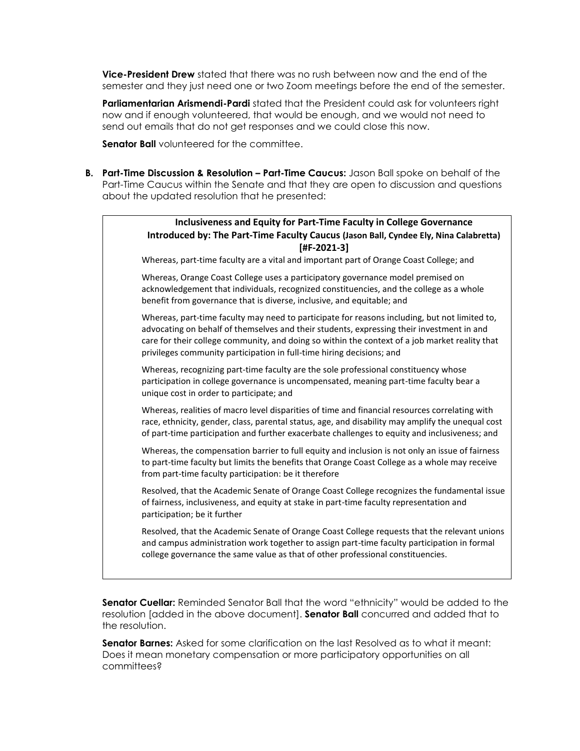**Vice-President Drew** stated that there was no rush between now and the end of the semester and they just need one or two Zoom meetings before the end of the semester.

**Parliamentarian Arismendi-Pardi** stated that the President could ask for volunteers right now and if enough volunteered, that would be enough, and we would not need to send out emails that do not get responses and we could close this now.

**Senator Ball** volunteered for the committee.

**B. Part-Time Discussion & Resolution – Part-Time Caucus:** Jason Ball spoke on behalf of the Part-Time Caucus within the Senate and that they are open to discussion and questions about the updated resolution that he presented:

> **Inclusiveness and Equity for Part-Time Faculty in College Governance**
> **Introduced by: The Part-Time Faculty Caucus (Jason Ball, Cyndee Ely, Nina Calabretta)**
> **[#F-2021-3]**
>
> Whereas, part-time faculty are a vital and important part of Orange Coast College; and
>
> Whereas, Orange Coast College uses a participatory governance model premised on acknowledgement that individuals, recognized constituencies, and the college as a whole benefit from governance that is diverse, inclusive, and equitable; and
>
> Whereas, part-time faculty may need to participate for reasons including, but not limited to, advocating on behalf of themselves and their students, expressing their investment in and care for their college community, and doing so within the context of a job market reality that privileges community participation in full-time hiring decisions; and
>
> Whereas, recognizing part-time faculty are the sole professional constituency whose participation in college governance is uncompensated, meaning part-time faculty bear a unique cost in order to participate; and
>
> Whereas, realities of macro level disparities of time and financial resources correlating with race, ethnicity, gender, class, parental status, age, and disability may amplify the unequal cost of part-time participation and further exacerbate challenges to equity and inclusiveness; and
>
> Whereas, the compensation barrier to full equity and inclusion is not only an issue of fairness to part-time faculty but limits the benefits that Orange Coast College as a whole may receive from part-time faculty participation: be it therefore
>
> Resolved, that the Academic Senate of Orange Coast College recognizes the fundamental issue of fairness, inclusiveness, and equity at stake in part-time faculty representation and participation; be it further
>
> Resolved, that the Academic Senate of Orange Coast College requests that the relevant unions and campus administration work together to assign part-time faculty participation in formal college governance the same value as that of other professional constituencies.

**Senator Cuellar:** Reminded Senator Ball that the word "ethnicity" would be added to the resolution [added in the above document]. **Senator Ball** concurred and added that to the resolution.

**Senator Barnes:** Asked for some clarification on the last Resolved as to what it meant: Does it mean monetary compensation or more participatory opportunities on all committees?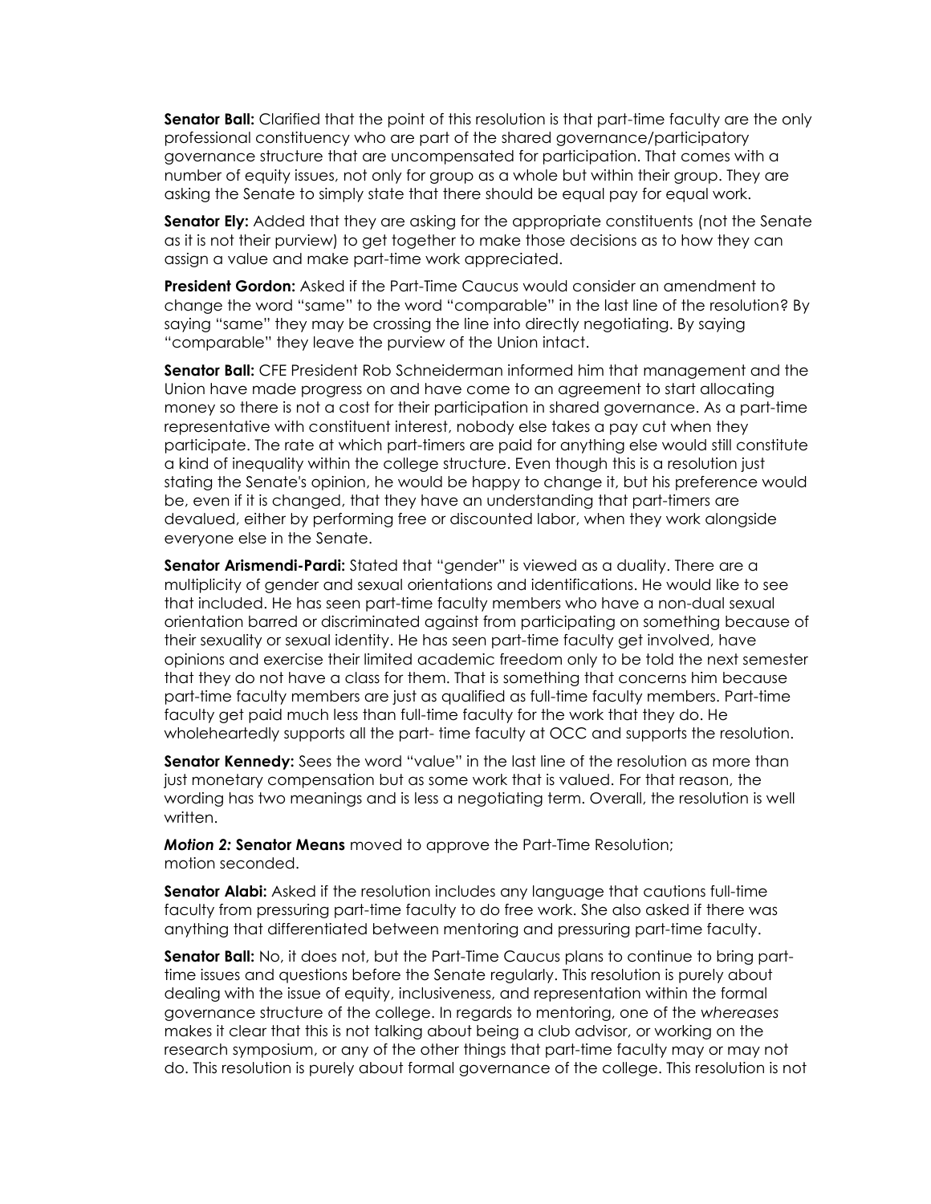**Senator Ball:** Clarified that the point of this resolution is that part-time faculty are the only professional constituency who are part of the shared governance/participatory governance structure that are uncompensated for participation. That comes with a number of equity issues, not only for group as a whole but within their group. They are asking the Senate to simply state that there should be equal pay for equal work.

**Senator Ely:** Added that they are asking for the appropriate constituents (not the Senate as it is not their purview) to get together to make those decisions as to how they can assign a value and make part-time work appreciated.

**President Gordon:** Asked if the Part-Time Caucus would consider an amendment to change the word "same" to the word "comparable" in the last line of the resolution? By saying "same" they may be crossing the line into directly negotiating. By saying "comparable" they leave the purview of the Union intact.

**Senator Ball:** CFE President Rob Schneiderman informed him that management and the Union have made progress on and have come to an agreement to start allocating money so there is not a cost for their participation in shared governance. As a part-time representative with constituent interest, nobody else takes a pay cut when they participate. The rate at which part-timers are paid for anything else would still constitute a kind of inequality within the college structure. Even though this is a resolution just stating the Senate's opinion, he would be happy to change it, but his preference would be, even if it is changed, that they have an understanding that part-timers are devalued, either by performing free or discounted labor, when they work alongside everyone else in the Senate.

**Senator Arismendi-Pardi:** Stated that "gender" is viewed as a duality. There are a multiplicity of gender and sexual orientations and identifications. He would like to see that included. He has seen part-time faculty members who have a non-dual sexual orientation barred or discriminated against from participating on something because of their sexuality or sexual identity. He has seen part-time faculty get involved, have opinions and exercise their limited academic freedom only to be told the next semester that they do not have a class for them. That is something that concerns him because part-time faculty members are just as qualified as full-time faculty members. Part-time faculty get paid much less than full-time faculty for the work that they do. He wholeheartedly supports all the part- time faculty at OCC and supports the resolution.

**Senator Kennedy:** Sees the word "value" in the last line of the resolution as more than just monetary compensation but as some work that is valued. For that reason, the wording has two meanings and is less a negotiating term. Overall, the resolution is well written.

***Motion 2:*** **Senator Means** moved to approve the Part-Time Resolution; motion seconded.

**Senator Alabi:** Asked if the resolution includes any language that cautions full-time faculty from pressuring part-time faculty to do free work. She also asked if there was anything that differentiated between mentoring and pressuring part-time faculty.

**Senator Ball:** No, it does not, but the Part-Time Caucus plans to continue to bring part-time issues and questions before the Senate regularly. This resolution is purely about dealing with the issue of equity, inclusiveness, and representation within the formal governance structure of the college. In regards to mentoring, one of the *whereases* makes it clear that this is not talking about being a club advisor, or working on the research symposium, or any of the other things that part-time faculty may or may not do. This resolution is purely about formal governance of the college. This resolution is not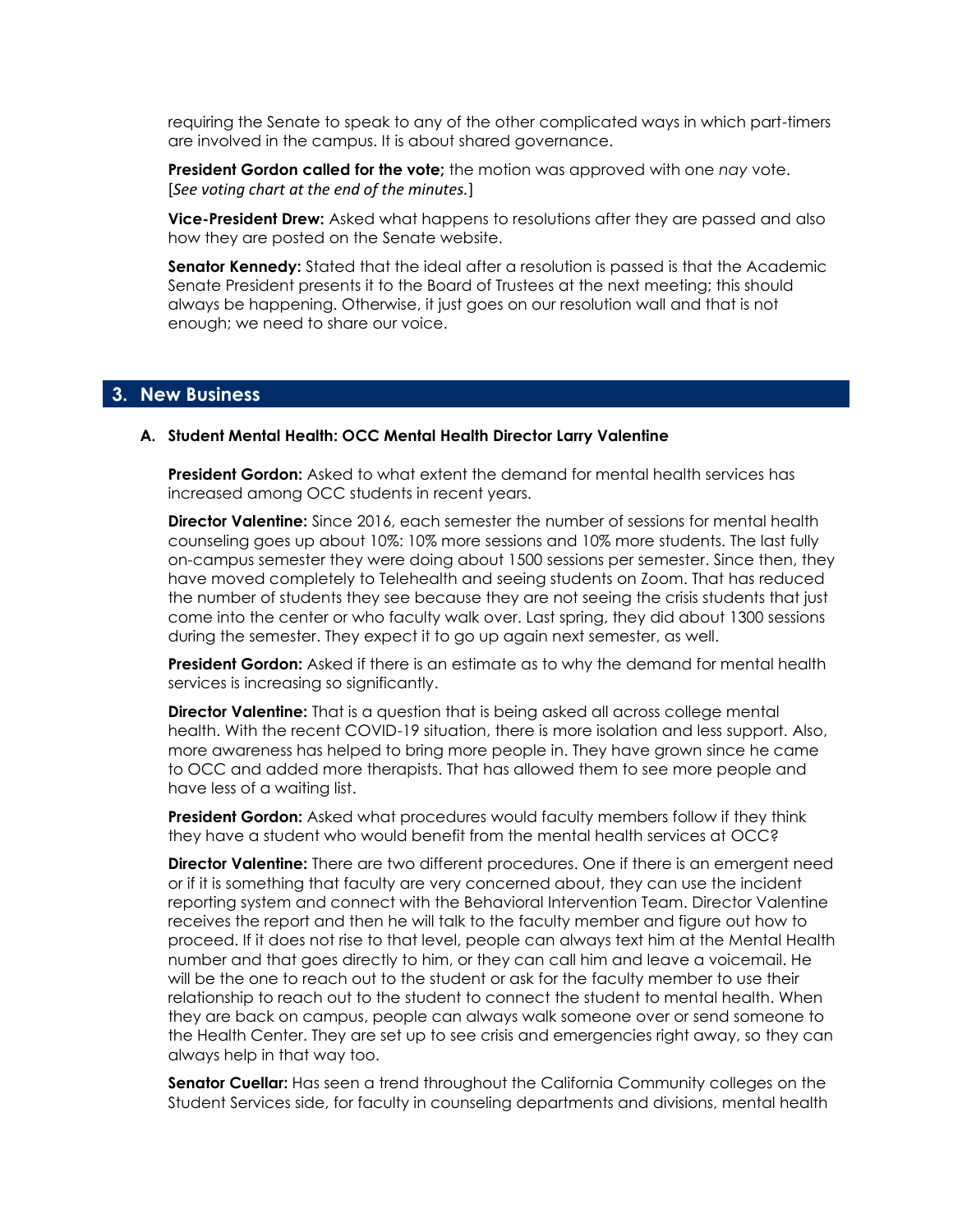requiring the Senate to speak to any of the other complicated ways in which part-timers are involved in the campus. It is about shared governance.

**President Gordon called for the vote;** the motion was approved with one *nay* vote. [*See voting chart at the end of the minutes.*]

**Vice-President Drew:** Asked what happens to resolutions after they are passed and also how they are posted on the Senate website.

**Senator Kennedy:** Stated that the ideal after a resolution is passed is that the Academic Senate President presents it to the Board of Trustees at the next meeting; this should always be happening. Otherwise, it just goes on our resolution wall and that is not enough; we need to share our voice.

## 3. New Business

### A. Student Mental Health: OCC Mental Health Director Larry Valentine

**President Gordon:** Asked to what extent the demand for mental health services has increased among OCC students in recent years.

**Director Valentine:** Since 2016, each semester the number of sessions for mental health counseling goes up about 10%: 10% more sessions and 10% more students. The last fully on-campus semester they were doing about 1500 sessions per semester. Since then, they have moved completely to Telehealth and seeing students on Zoom. That has reduced the number of students they see because they are not seeing the crisis students that just come into the center or who faculty walk over. Last spring, they did about 1300 sessions during the semester. They expect it to go up again next semester, as well.

**President Gordon:** Asked if there is an estimate as to why the demand for mental health services is increasing so significantly.

**Director Valentine:** That is a question that is being asked all across college mental health. With the recent COVID-19 situation, there is more isolation and less support. Also, more awareness has helped to bring more people in. They have grown since he came to OCC and added more therapists. That has allowed them to see more people and have less of a waiting list.

**President Gordon:** Asked what procedures would faculty members follow if they think they have a student who would benefit from the mental health services at OCC?

**Director Valentine:** There are two different procedures. One if there is an emergent need or if it is something that faculty are very concerned about, they can use the incident reporting system and connect with the Behavioral Intervention Team. Director Valentine receives the report and then he will talk to the faculty member and figure out how to proceed. If it does not rise to that level, people can always text him at the Mental Health number and that goes directly to him, or they can call him and leave a voicemail. He will be the one to reach out to the student or ask for the faculty member to use their relationship to reach out to the student to connect the student to mental health. When they are back on campus, people can always walk someone over or send someone to the Health Center. They are set up to see crisis and emergencies right away, so they can always help in that way too.

**Senator Cuellar:** Has seen a trend throughout the California Community colleges on the Student Services side, for faculty in counseling departments and divisions, mental health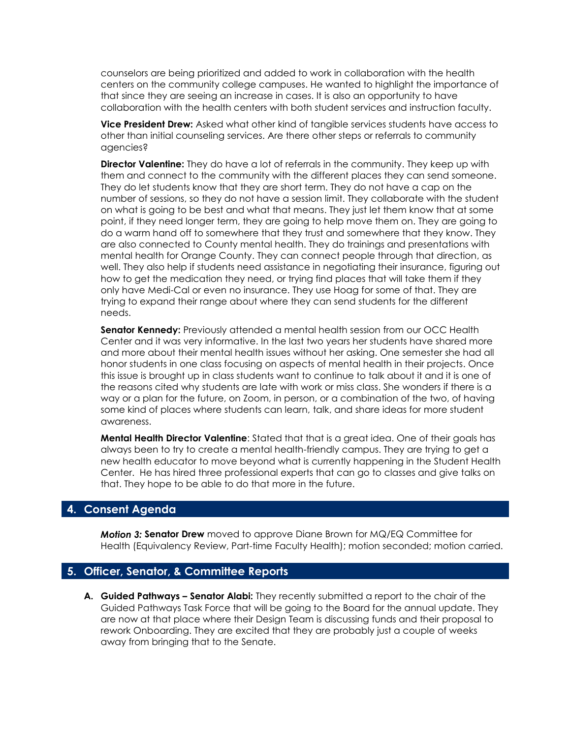counselors are being prioritized and added to work in collaboration with the health centers on the community college campuses. He wanted to highlight the importance of that since they are seeing an increase in cases. It is also an opportunity to have collaboration with the health centers with both student services and instruction faculty.

**Vice President Drew:** Asked what other kind of tangible services students have access to other than initial counseling services. Are there other steps or referrals to community agencies?

**Director Valentine:** They do have a lot of referrals in the community. They keep up with them and connect to the community with the different places they can send someone. They do let students know that they are short term. They do not have a cap on the number of sessions, so they do not have a session limit. They collaborate with the student on what is going to be best and what that means. They just let them know that at some point, if they need longer term, they are going to help move them on. They are going to do a warm hand off to somewhere that they trust and somewhere that they know. They are also connected to County mental health. They do trainings and presentations with mental health for Orange County. They can connect people through that direction, as well. They also help if students need assistance in negotiating their insurance, figuring out how to get the medication they need, or trying find places that will take them if they only have Medi-Cal or even no insurance. They use Hoag for some of that. They are trying to expand their range about where they can send students for the different needs.

**Senator Kennedy:** Previously attended a mental health session from our OCC Health Center and it was very informative. In the last two years her students have shared more and more about their mental health issues without her asking. One semester she had all honor students in one class focusing on aspects of mental health in their projects. Once this issue is brought up in class students want to continue to talk about it and it is one of the reasons cited why students are late with work or miss class. She wonders if there is a way or a plan for the future, on Zoom, in person, or a combination of the two, of having some kind of places where students can learn, talk, and share ideas for more student awareness.

**Mental Health Director Valentine**: Stated that that is a great idea. One of their goals has always been to try to create a mental health-friendly campus. They are trying to get a new health educator to move beyond what is currently happening in the Student Health Center. He has hired three professional experts that can go to classes and give talks on that. They hope to be able to do that more in the future.

## 4. Consent Agenda

***Motion 3:*** **Senator Drew** moved to approve Diane Brown for MQ/EQ Committee for Health (Equivalency Review, Part-time Faculty Health); motion seconded; motion carried.

## 5. Officer, Senator, & Committee Reports

**A. Guided Pathways – Senator Alabi:** They recently submitted a report to the chair of the Guided Pathways Task Force that will be going to the Board for the annual update. They are now at that place where their Design Team is discussing funds and their proposal to rework Onboarding. They are excited that they are probably just a couple of weeks away from bringing that to the Senate.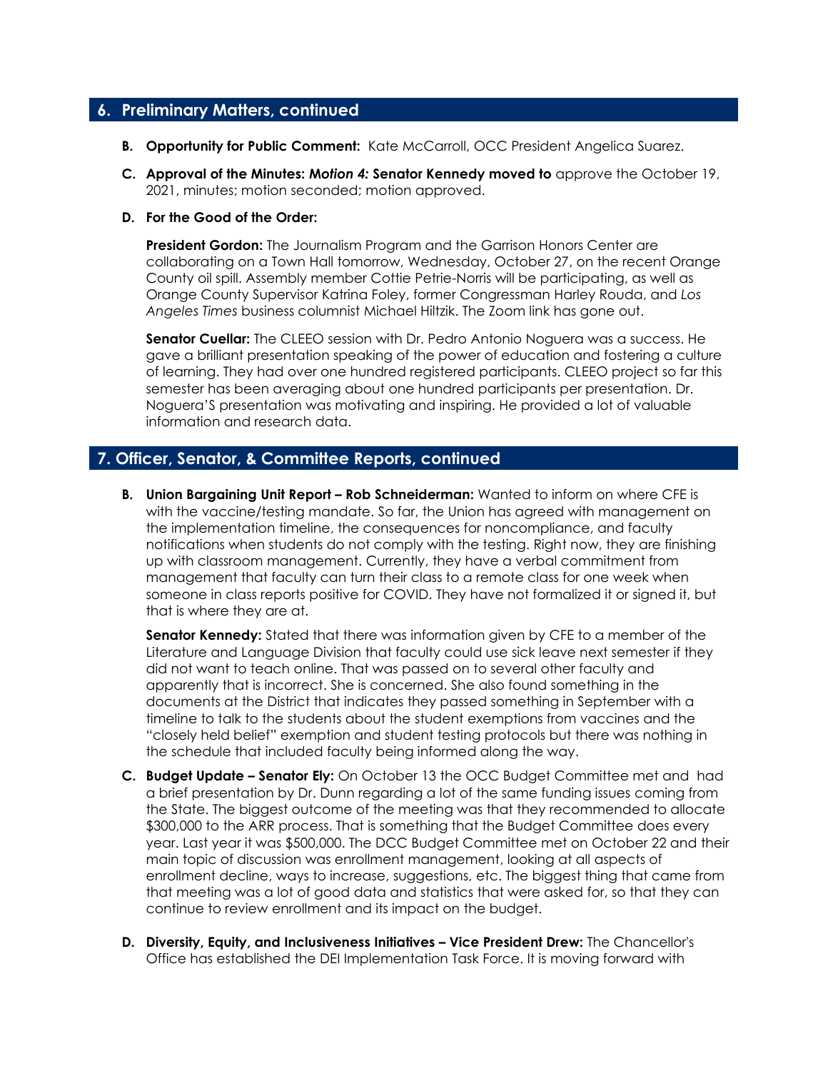## 6. Preliminary Matters, continued

**B. Opportunity for Public Comment:** Kate McCarroll, OCC President Angelica Suarez.

**C. Approval of the Minutes: *Motion 4:* Senator Kennedy moved to** approve the October 19, 2021, minutes; motion seconded; motion approved.

**D. For the Good of the Order:**

**President Gordon:** The Journalism Program and the Garrison Honors Center are collaborating on a Town Hall tomorrow, Wednesday, October 27, on the recent Orange County oil spill. Assembly member Cottie Petrie-Norris will be participating, as well as Orange County Supervisor Katrina Foley, former Congressman Harley Rouda, and *Los Angeles Times* business columnist Michael Hiltzik. The Zoom link has gone out.

**Senator Cuellar:** The CLEEO session with Dr. Pedro Antonio Noguera was a success. He gave a brilliant presentation speaking of the power of education and fostering a culture of learning. They had over one hundred registered participants. CLEEO project so far this semester has been averaging about one hundred participants per presentation. Dr. Noguera'S presentation was motivating and inspiring. He provided a lot of valuable information and research data.

## 7. Officer, Senator, & Committee Reports, continued

**B. Union Bargaining Unit Report – Rob Schneiderman:** Wanted to inform on where CFE is with the vaccine/testing mandate. So far, the Union has agreed with management on the implementation timeline, the consequences for noncompliance, and faculty notifications when students do not comply with the testing. Right now, they are finishing up with classroom management. Currently, they have a verbal commitment from management that faculty can turn their class to a remote class for one week when someone in class reports positive for COVID. They have not formalized it or signed it, but that is where they are at.

**Senator Kennedy:** Stated that there was information given by CFE to a member of the Literature and Language Division that faculty could use sick leave next semester if they did not want to teach online. That was passed on to several other faculty and apparently that is incorrect. She is concerned. She also found something in the documents at the District that indicates they passed something in September with a timeline to talk to the students about the student exemptions from vaccines and the "closely held belief" exemption and student testing protocols but there was nothing in the schedule that included faculty being informed along the way.

**C. Budget Update – Senator Ely:** On October 13 the OCC Budget Committee met and had a brief presentation by Dr. Dunn regarding a lot of the same funding issues coming from the State. The biggest outcome of the meeting was that they recommended to allocate $300,000 to the ARR process. That is something that the Budget Committee does every year. Last year it was $500,000. The DCC Budget Committee met on October 22 and their main topic of discussion was enrollment management, looking at all aspects of enrollment decline, ways to increase, suggestions, etc. The biggest thing that came from that meeting was a lot of good data and statistics that were asked for, so that they can continue to review enrollment and its impact on the budget.

**D. Diversity, Equity, and Inclusiveness Initiatives – Vice President Drew:** The Chancellor's Office has established the DEI Implementation Task Force. It is moving forward with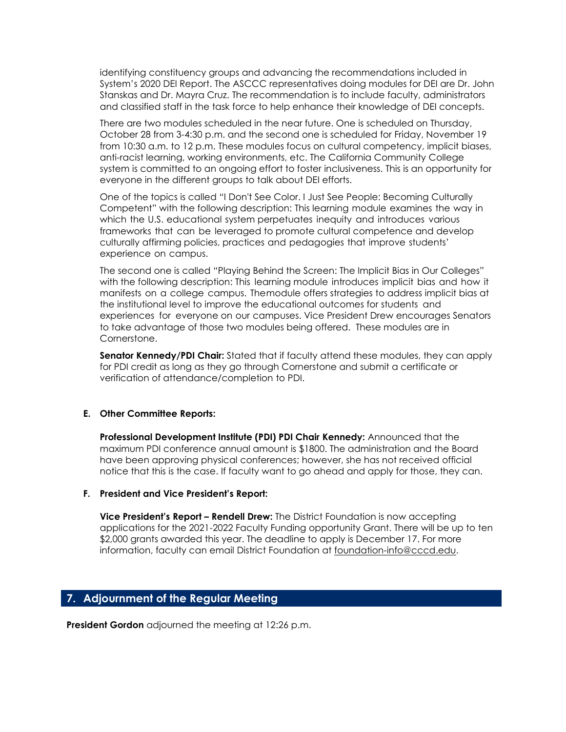identifying constituency groups and advancing the recommendations included in System's 2020 DEI Report. The ASCCC representatives doing modules for DEI are Dr. John Stanskas and Dr. Mayra Cruz. The recommendation is to include faculty, administrators and classified staff in the task force to help enhance their knowledge of DEI concepts.

There are two modules scheduled in the near future. One is scheduled on Thursday, October 28 from 3-4:30 p.m. and the second one is scheduled for Friday, November 19 from 10:30 a.m. to 12 p.m. These modules focus on cultural competency, implicit biases, anti-racist learning, working environments, etc. The California Community College system is committed to an ongoing effort to foster inclusiveness. This is an opportunity for everyone in the different groups to talk about DEI efforts.

One of the topics is called "I Don't See Color. I Just See People: Becoming Culturally Competent" with the following description: This learning module examines the way in which the U.S. educational system perpetuates inequity and introduces various frameworks that can be leveraged to promote cultural competence and develop culturally affirming policies, practices and pedagogies that improve students' experience on campus.

The second one is called "Playing Behind the Screen: The Implicit Bias in Our Colleges" with the following description: This learning module introduces implicit bias and how it manifests on a college campus. Themodule offers strategies to address implicit bias at the institutional level to improve the educational outcomes for students and experiences for everyone on our campuses. Vice President Drew encourages Senators to take advantage of those two modules being offered. These modules are in Cornerstone.

**Senator Kennedy/PDI Chair:** Stated that if faculty attend these modules, they can apply for PDI credit as long as they go through Cornerstone and submit a certificate or verification of attendance/completion to PDI.

**E. Other Committee Reports:**

**Professional Development Institute (PDI) PDI Chair Kennedy:** Announced that the maximum PDI conference annual amount is $1800. The administration and the Board have been approving physical conferences; however, she has not received official notice that this is the case. If faculty want to go ahead and apply for those, they can.

**F. President and Vice President's Report:**

**Vice President's Report – Rendell Drew:** The District Foundation is now accepting applications for the 2021-2022 Faculty Funding opportunity Grant. There will be up to ten $2,000 grants awarded this year. The deadline to apply is December 17. For more information, faculty can email District Foundation at foundation-info@cccd.edu.

## 7. Adjournment of the Regular Meeting

**President Gordon** adjourned the meeting at 12:26 p.m.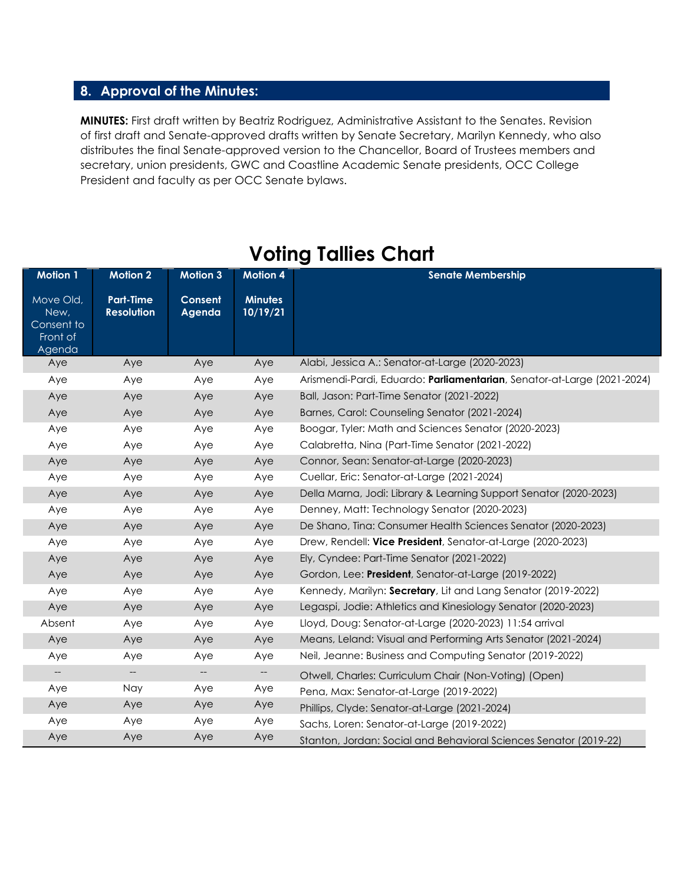## 8. Approval of the Minutes:

**MINUTES:** First draft written by Beatriz Rodriguez, Administrative Assistant to the Senates. Revision of first draft and Senate-approved drafts written by Senate Secretary, Marilyn Kennedy, who also distributes the final Senate-approved version to the Chancellor, Board of Trustees members and secretary, union presidents, GWC and Coastline Academic Senate presidents, OCC College President and faculty as per OCC Senate bylaws.

# Voting Tallies Chart

| **Motion 1** Move Old, New, Consent to Front of Agenda | **Motion 2** **Part-Time Resolution** | **Motion 3** **Consent Agenda** | **Motion 4** **Minutes 10/19/21** | **Senate Membership** |
|---|---|---|---|---|
| Aye | Aye | Aye | Aye | Alabi, Jessica A.: Senator-at-Large (2020-2023) |
| Aye | Aye | Aye | Aye | Arismendi-Pardi, Eduardo: **Parliamentarian**, Senator-at-Large (2021-2024) |
| Aye | Aye | Aye | Aye | Ball, Jason: Part-Time Senator (2021-2022) |
| Aye | Aye | Aye | Aye | Barnes, Carol: Counseling Senator (2021-2024) |
| Aye | Aye | Aye | Aye | Boogar, Tyler: Math and Sciences Senator (2020-2023) |
| Aye | Aye | Aye | Aye | Calabretta, Nina (Part-Time Senator (2021-2022) |
| Aye | Aye | Aye | Aye | Connor, Sean: Senator-at-Large (2020-2023) |
| Aye | Aye | Aye | Aye | Cuellar, Eric: Senator-at-Large (2021-2024) |
| Aye | Aye | Aye | Aye | Della Marna, Jodi: Library & Learning Support Senator (2020-2023) |
| Aye | Aye | Aye | Aye | Denney, Matt: Technology Senator (2020-2023) |
| Aye | Aye | Aye | Aye | De Shano, Tina: Consumer Health Sciences Senator (2020-2023) |
| Aye | Aye | Aye | Aye | Drew, Rendell: **Vice President**, Senator-at-Large (2020-2023) |
| Aye | Aye | Aye | Aye | Ely, Cyndee: Part-Time Senator (2021-2022) |
| Aye | Aye | Aye | Aye | Gordon, Lee: **President**, Senator-at-Large (2019-2022) |
| Aye | Aye | Aye | Aye | Kennedy, Marilyn: **Secretary**, Lit and Lang Senator (2019-2022) |
| Aye | Aye | Aye | Aye | Legaspi, Jodie: Athletics and Kinesiology Senator (2020-2023) |
| Absent | Aye | Aye | Aye | Lloyd, Doug: Senator-at-Large (2020-2023) 11:54 arrival |
| Aye | Aye | Aye | Aye | Means, Leland: Visual and Performing Arts Senator (2021-2024) |
| Aye | Aye | Aye | Aye | Neil, Jeanne: Business and Computing Senator (2019-2022) |
| -- | -- | -- | -- | Otwell, Charles: Curriculum Chair (Non-Voting) (Open) |
| Aye | Nay | Aye | Aye | Pena, Max: Senator-at-Large (2019-2022) |
| Aye | Aye | Aye | Aye | Phillips, Clyde: Senator-at-Large (2021-2024) |
| Aye | Aye | Aye | Aye | Sachs, Loren: Senator-at-Large (2019-2022) |
| Aye | Aye | Aye | Aye | Stanton, Jordan: Social and Behavioral Sciences Senator (2019-22) |